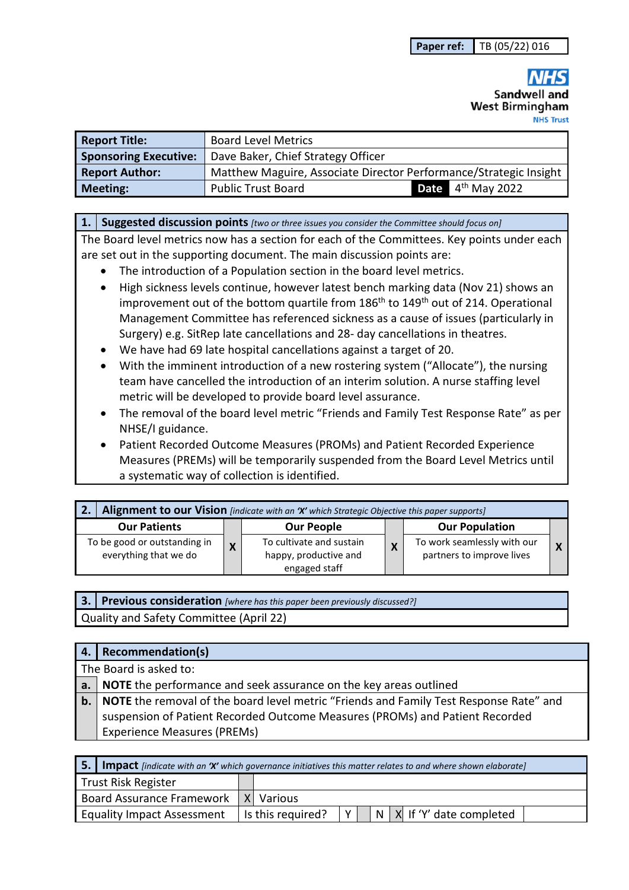| Paper ref: | TB (05/22) 016 |
|---|---|

**NHS**
**Sandwell and West Birmingham**
**NHS Trust**

| Report Title: | Board Level Metrics | | |
|---|---|---|---|
| **Sponsoring Executive:** | Dave Baker, Chief Strategy Officer | | |
| **Report Author:** | Matthew Maguire, Associate Director Performance/Strategic Insight | | |
| **Meeting:** | Public Trust Board | **Date** | 4th May 2022 |

## 1. Suggested discussion points *[two or three issues you consider the Committee should focus on]*

The Board level metrics now has a section for each of the Committees. Key points under each are set out in the supporting document. The main discussion points are:

- The introduction of a Population section in the board level metrics.
- High sickness levels continue, however latest bench marking data (Nov 21) shows an improvement out of the bottom quartile from 186th to 149th out of 214. Operational Management Committee has referenced sickness as a cause of issues (particularly in Surgery) e.g. SitRep late cancellations and 28- day cancellations in theatres.
- We have had 69 late hospital cancellations against a target of 20.
- With the imminent introduction of a new rostering system ("Allocate"), the nursing team have cancelled the introduction of an interim solution. A nurse staffing level metric will be developed to provide board level assurance.
- The removal of the board level metric "Friends and Family Test Response Rate" as per NHSE/I guidance.
- Patient Recorded Outcome Measures (PROMs) and Patient Recorded Experience Measures (PREMs) will be temporarily suspended from the Board Level Metrics until a systematic way of collection is identified.

## 2. Alignment to our Vision *[indicate with an 'X' which Strategic Objective this paper supports]*

| Our Patients | | Our People | | Our Population | |
|---|---|---|---|---|---|
| To be good or outstanding in everything that we do | X | To cultivate and sustain happy, productive and engaged staff | X | To work seamlessly with our partners to improve lives | X |

## 3. Previous consideration *[where has this paper been previously discussed?]*

Quality and Safety Committee (April 22)

## 4. Recommendation(s)

The Board is asked to:

| | |
|---|---|
| **a.** | **NOTE** the performance and seek assurance on the key areas outlined |
| **b.** | **NOTE** the removal of the board level metric "Friends and Family Test Response Rate" and suspension of Patient Recorded Outcome Measures (PROMs) and Patient Recorded Experience Measures (PREMs) |

## 5. Impact *[indicate with an 'X' which governance initiatives this matter relates to and where shown elaborate]*

| Trust Risk Register | | | | | | | |
|---|---|---|---|---|---|---|---|
| Board Assurance Framework | X | Various | | | | | |
| Equality Impact Assessment | Is this required? | Y | | N | X | If 'Y' date completed | |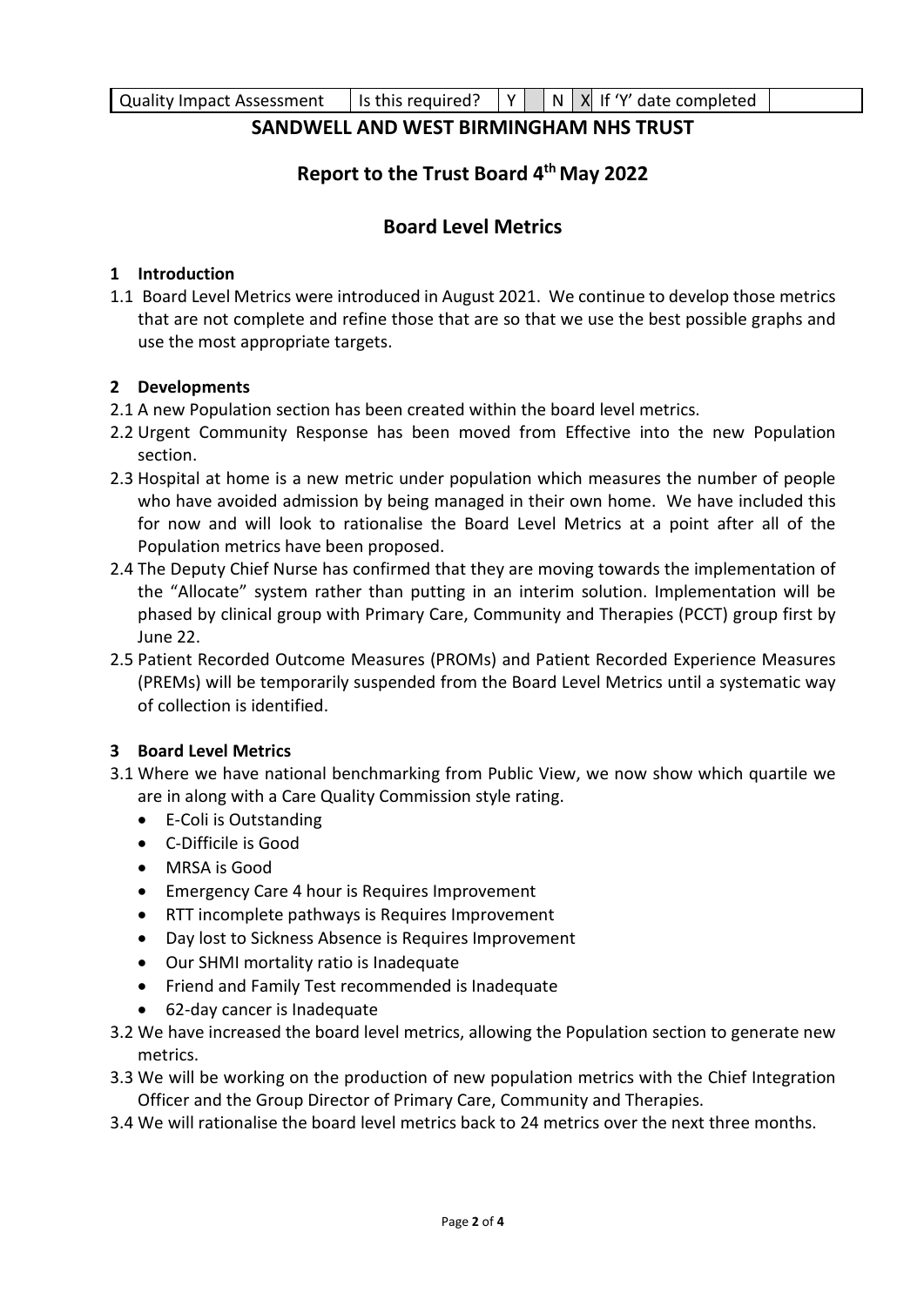| Quality Impact Assessment | Is this required? | Y | | N | X | If 'Y' date completed | |
|---|---|---|---|---|---|---|---|

## SANDWELL AND WEST BIRMINGHAM NHS TRUST

## Report to the Trust Board 4th May 2022

## Board Level Metrics

### 1 Introduction

1.1 Board Level Metrics were introduced in August 2021. We continue to develop those metrics that are not complete and refine those that are so that we use the best possible graphs and use the most appropriate targets.

### 2 Developments

2.1 A new Population section has been created within the board level metrics.

2.2 Urgent Community Response has been moved from Effective into the new Population section.

2.3 Hospital at home is a new metric under population which measures the number of people who have avoided admission by being managed in their own home. We have included this for now and will look to rationalise the Board Level Metrics at a point after all of the Population metrics have been proposed.

2.4 The Deputy Chief Nurse has confirmed that they are moving towards the implementation of the "Allocate" system rather than putting in an interim solution. Implementation will be phased by clinical group with Primary Care, Community and Therapies (PCCT) group first by June 22.

2.5 Patient Recorded Outcome Measures (PROMs) and Patient Recorded Experience Measures (PREMs) will be temporarily suspended from the Board Level Metrics until a systematic way of collection is identified.

### 3 Board Level Metrics

3.1 Where we have national benchmarking from Public View, we now show which quartile we are in along with a Care Quality Commission style rating.

- E-Coli is Outstanding
- C-Difficile is Good
- MRSA is Good
- Emergency Care 4 hour is Requires Improvement
- RTT incomplete pathways is Requires Improvement
- Day lost to Sickness Absence is Requires Improvement
- Our SHMI mortality ratio is Inadequate
- Friend and Family Test recommended is Inadequate
- 62-day cancer is Inadequate

3.2 We have increased the board level metrics, allowing the Population section to generate new metrics.

3.3 We will be working on the production of new population metrics with the Chief Integration Officer and the Group Director of Primary Care, Community and Therapies.

3.4 We will rationalise the board level metrics back to 24 metrics over the next three months.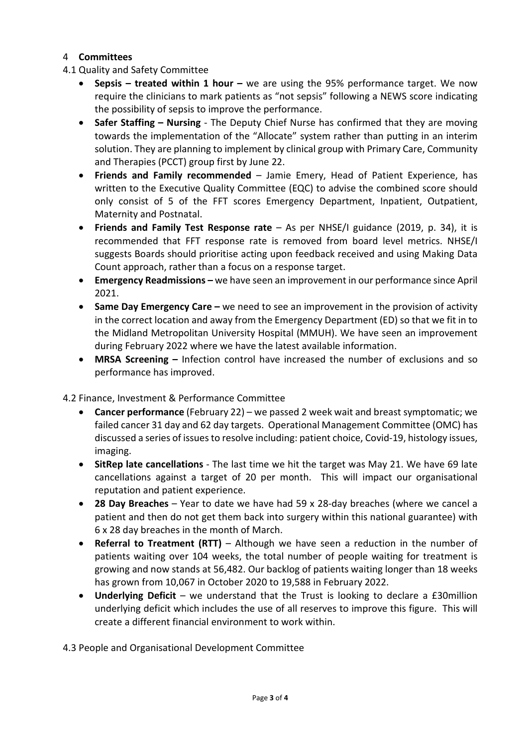## 4 **Committees**

4.1 Quality and Safety Committee

- **Sepsis – treated within 1 hour –** we are using the 95% performance target. We now require the clinicians to mark patients as "not sepsis" following a NEWS score indicating the possibility of sepsis to improve the performance.
- **Safer Staffing – Nursing** - The Deputy Chief Nurse has confirmed that they are moving towards the implementation of the "Allocate" system rather than putting in an interim solution. They are planning to implement by clinical group with Primary Care, Community and Therapies (PCCT) group first by June 22.
- **Friends and Family recommended** – Jamie Emery, Head of Patient Experience, has written to the Executive Quality Committee (EQC) to advise the combined score should only consist of 5 of the FFT scores Emergency Department, Inpatient, Outpatient, Maternity and Postnatal.
- **Friends and Family Test Response rate** – As per NHSE/I guidance (2019, p. 34), it is recommended that FFT response rate is removed from board level metrics. NHSE/I suggests Boards should prioritise acting upon feedback received and using Making Data Count approach, rather than a focus on a response target.
- **Emergency Readmissions –** we have seen an improvement in our performance since April 2021.
- **Same Day Emergency Care –** we need to see an improvement in the provision of activity in the correct location and away from the Emergency Department (ED) so that we fit in to the Midland Metropolitan University Hospital (MMUH). We have seen an improvement during February 2022 where we have the latest available information.
- **MRSA Screening –** Infection control have increased the number of exclusions and so performance has improved.

4.2 Finance, Investment & Performance Committee

- **Cancer performance** (February 22) – we passed 2 week wait and breast symptomatic; we failed cancer 31 day and 62 day targets. Operational Management Committee (OMC) has discussed a series of issues to resolve including: patient choice, Covid-19, histology issues, imaging.
- **SitRep late cancellations** - The last time we hit the target was May 21. We have 69 late cancellations against a target of 20 per month. This will impact our organisational reputation and patient experience.
- **28 Day Breaches** – Year to date we have had 59 x 28-day breaches (where we cancel a patient and then do not get them back into surgery within this national guarantee) with 6 x 28 day breaches in the month of March.
- **Referral to Treatment (RTT)** – Although we have seen a reduction in the number of patients waiting over 104 weeks, the total number of people waiting for treatment is growing and now stands at 56,482. Our backlog of patients waiting longer than 18 weeks has grown from 10,067 in October 2020 to 19,588 in February 2022.
- **Underlying Deficit** – we understand that the Trust is looking to declare a £30million underlying deficit which includes the use of all reserves to improve this figure. This will create a different financial environment to work within.

4.3 People and Organisational Development Committee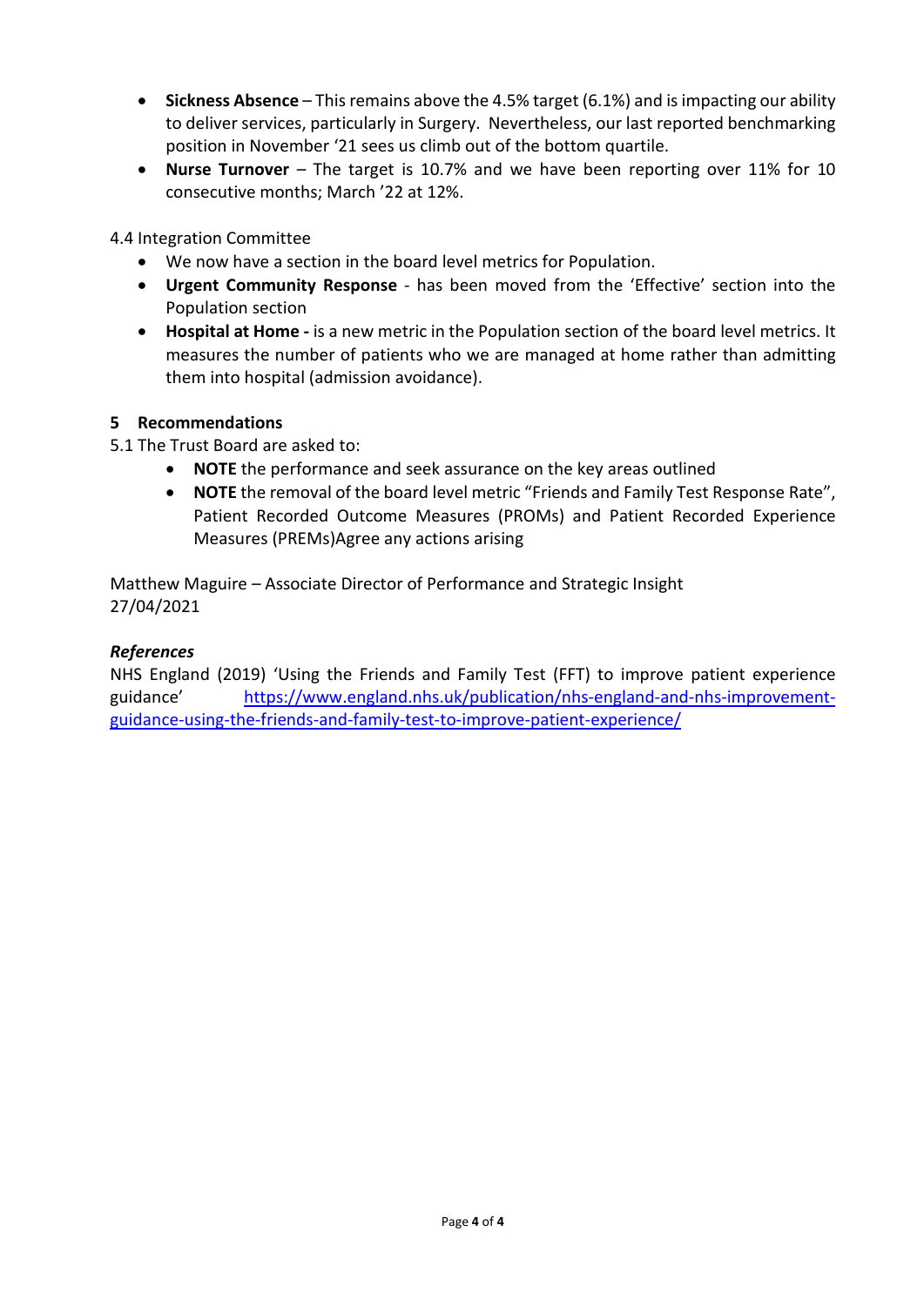- **Sickness Absence** – This remains above the 4.5% target (6.1%) and is impacting our ability to deliver services, particularly in Surgery. Nevertheless, our last reported benchmarking position in November '21 sees us climb out of the bottom quartile.
- **Nurse Turnover** – The target is 10.7% and we have been reporting over 11% for 10 consecutive months; March '22 at 12%.

4.4 Integration Committee

- We now have a section in the board level metrics for Population.
- **Urgent Community Response** - has been moved from the 'Effective' section into the Population section
- **Hospital at Home -** is a new metric in the Population section of the board level metrics. It measures the number of patients who we are managed at home rather than admitting them into hospital (admission avoidance).

## 5 Recommendations

5.1 The Trust Board are asked to:

- **NOTE** the performance and seek assurance on the key areas outlined
- **NOTE** the removal of the board level metric "Friends and Family Test Response Rate", Patient Recorded Outcome Measures (PROMs) and Patient Recorded Experience Measures (PREMs)Agree any actions arising

Matthew Maguire – Associate Director of Performance and Strategic Insight
27/04/2021

### *References*

NHS England (2019) 'Using the Friends and Family Test (FFT) to improve patient experience guidance' https://www.england.nhs.uk/publication/nhs-england-and-nhs-improvement-guidance-using-the-friends-and-family-test-to-improve-patient-experience/